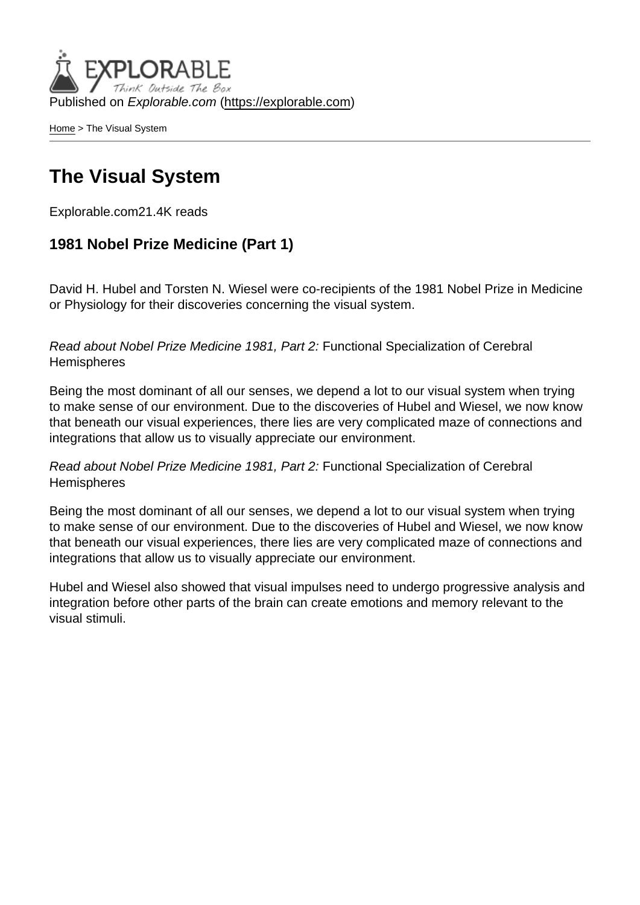Published on *Explorable.com* (https://explorable.com)

Home > The Visual System

# The Visual System

Explorable.com21.4K reads

### 1981 Nobel Prize Medicine (Part 1)

David H. Hubel and Torsten N. Wiesel were co-recipients of the 1981 Nobel Prize in Medicine or Physiology for their discoveries concerning the visual system.

*Read about Nobel Prize Medicine 1981, Part 2:* Functional Specialization of Cerebral Hemispheres

Being the most dominant of all our senses, we depend a lot to our visual system when trying to make sense of our environment. Due to the discoveries of Hubel and Wiesel, we now know that beneath our visual experiences, there lies are very complicated maze of connections and integrations that allow us to visually appreciate our environment.

*Read about Nobel Prize Medicine 1981, Part 2:* Functional Specialization of Cerebral Hemispheres

Being the most dominant of all our senses, we depend a lot to our visual system when trying to make sense of our environment. Due to the discoveries of Hubel and Wiesel, we now know that beneath our visual experiences, there lies are very complicated maze of connections and integrations that allow us to visually appreciate our environment.

Hubel and Wiesel also showed that visual impulses need to undergo progressive analysis and integration before other parts of the brain can create emotions and memory relevant to the visual stimuli.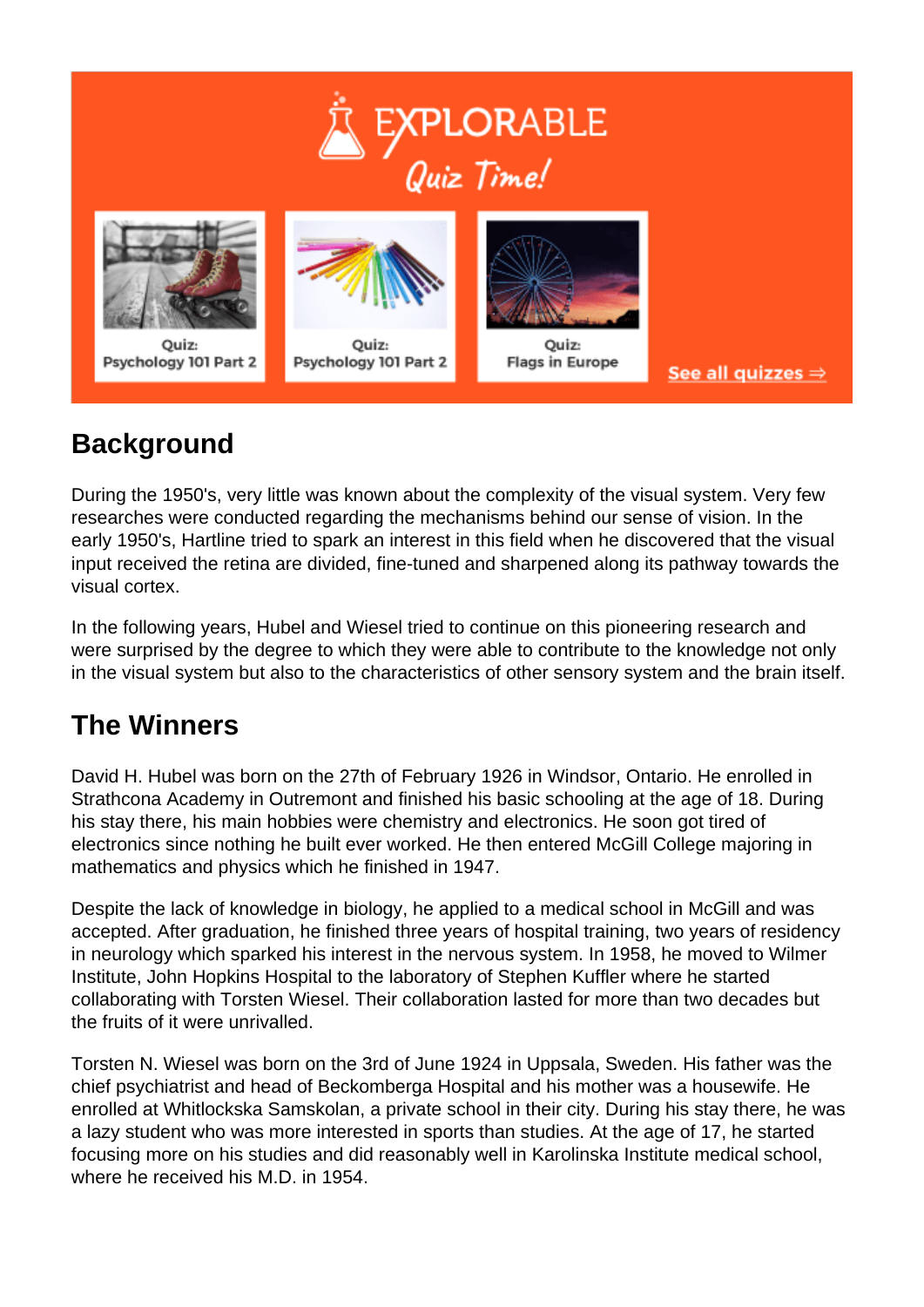## Background

During the 1950's, very little was known about the complexity of the visual system. Very few researches were conducted regarding the mechanisms behind our sense of vision. In the early 1950's, Hartline tried to spark an interest in this field when he discovered that the visual input received the retina are divided, fine-tuned and sharpened along its pathway towards the visual cortex.

In the following years, Hubel and Wiesel tried to continue on this pioneering research and were surprised by the degree to which they were able to contribute to the knowledge not only in the visual system but also to the characteristics of other sensory system and the brain itself.

## The Winners

David H. Hubel was born on the 27th of February 1926 in Windsor, Ontario. He enrolled in Strathcona Academy in Outremont and finished his basic schooling at the age of 18. During his stay there, his main hobbies were chemistry and electronics. He soon got tired of electronics since nothing he built ever worked. He then entered McGill College majoring in mathematics and physics which he finished in 1947.

Despite the lack of knowledge in biology, he applied to a medical school in McGill and was accepted. After graduation, he finished three years of hospital training, two years of residency in neurology which sparked his interest in the nervous system. In 1958, he moved to Wilmer Institute, John Hopkins Hospital to the laboratory of Stephen Kuffler where he started collaborating with Torsten Wiesel. Their collaboration lasted for more than two decades but the fruits of it were unrivalled.

Torsten N. Wiesel was born on the 3rd of June 1924 in Uppsala, Sweden. His father was the chief psychiatrist and head of Beckomberga Hospital and his mother was a housewife. He enrolled at Whitlockska Samskolan, a private school in their city. During his stay there, he was a lazy student who was more interested in sports than studies. At the age of 17, he started focusing more on his studies and did reasonably well in Karolinska Institute medical school, where he received his M.D. in 1954.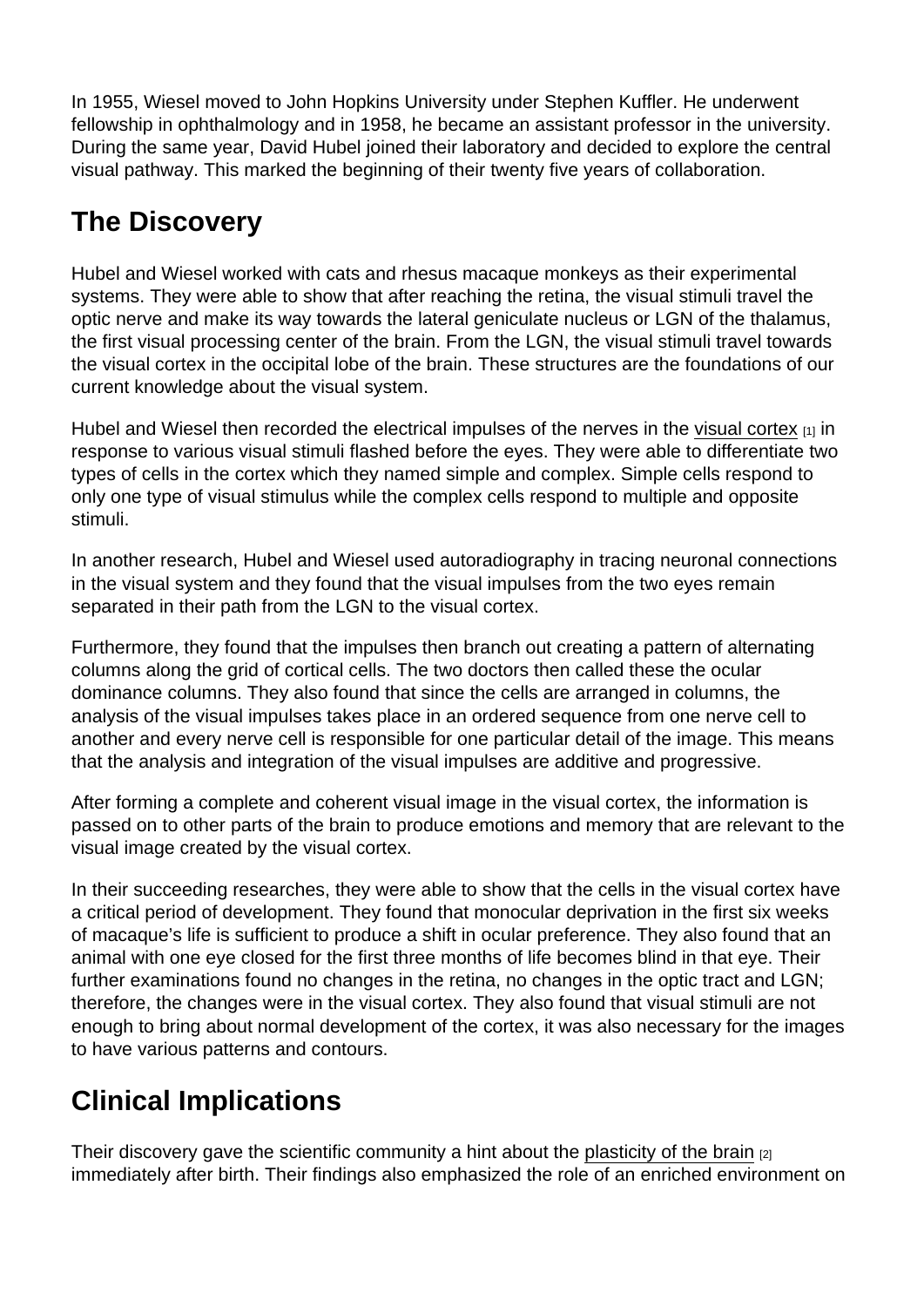In 1955, Wiesel moved to John Hopkins University under Stephen Kuffler. He underwent fellowship in ophthalmology and in 1958, he became an assistant professor in the university. During the same year, David Hubel joined their laboratory and decided to explore the central visual pathway. This marked the beginning of their twenty five years of collaboration.

## The Discovery

Hubel and Wiesel worked with cats and rhesus macaque monkeys as their experimental systems. They were able to show that after reaching the retina, the visual stimuli travel the optic nerve and make its way towards the lateral geniculate nucleus or LGN of the thalamus, the first visual processing center of the brain. From the LGN, the visual stimuli travel towards the visual cortex in the occipital lobe of the brain. These structures are the foundations of our current knowledge about the visual system.

Hubel and Wiesel then recorded the electrical impulses of the nerves in the visual cortex [1] in response to various visual stimuli flashed before the eyes. They were able to differentiate two types of cells in the cortex which they named simple and complex. Simple cells respond to only one type of visual stimulus while the complex cells respond to multiple and opposite stimuli.

In another research, Hubel and Wiesel used autoradiography in tracing neuronal connections in the visual system and they found that the visual impulses from the two eyes remain separated in their path from the LGN to the visual cortex.

Furthermore, they found that the impulses then branch out creating a pattern of alternating columns along the grid of cortical cells. The two doctors then called these the ocular dominance columns. They also found that since the cells are arranged in columns, the analysis of the visual impulses takes place in an ordered sequence from one nerve cell to another and every nerve cell is responsible for one particular detail of the image. This means that the analysis and integration of the visual impulses are additive and progressive.

After forming a complete and coherent visual image in the visual cortex, the information is passed on to other parts of the brain to produce emotions and memory that are relevant to the visual image created by the visual cortex.

In their succeeding researches, they were able to show that the cells in the visual cortex have a critical period of development. They found that monocular deprivation in the first six weeks of macaque's life is sufficient to produce a shift in ocular preference. They also found that an animal with one eye closed for the first three months of life becomes blind in that eye. Their further examinations found no changes in the retina, no changes in the optic tract and LGN; therefore, the changes were in the visual cortex. They also found that visual stimuli are not enough to bring about normal development of the cortex, it was also necessary for the images to have various patterns and contours.

## Clinical Implications

Their discovery gave the scientific community a hint about the plasticity of the brain [2] immediately after birth. Their findings also emphasized the role of an enriched environment on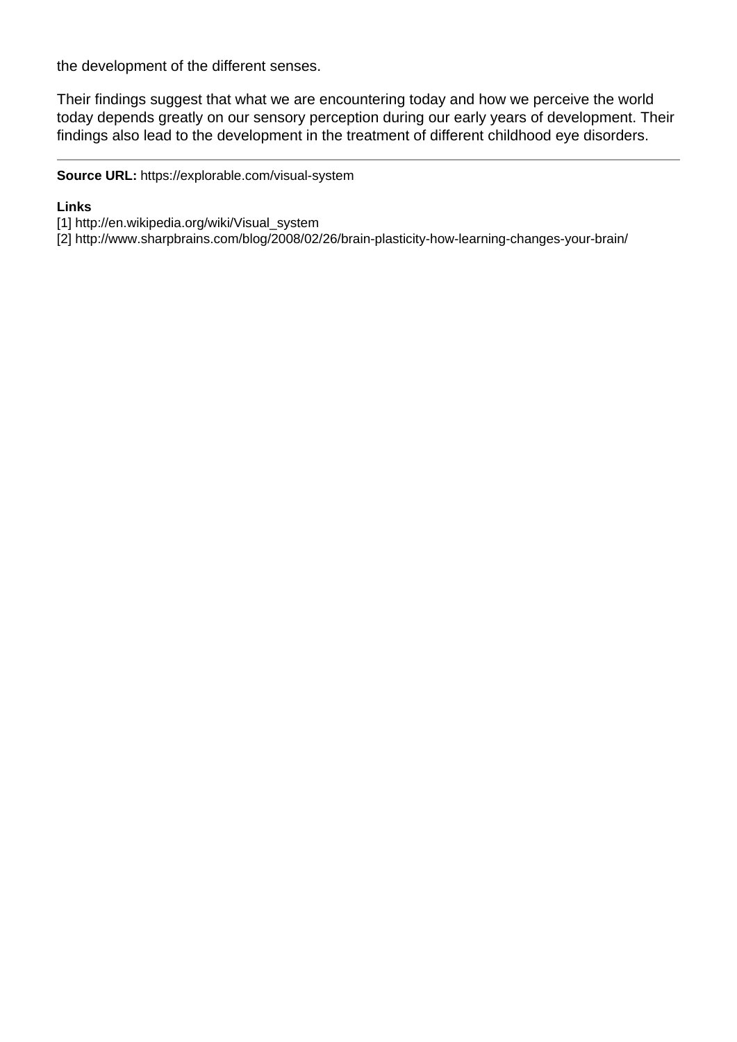the development of the different senses.

Their findings suggest that what we are encountering today and how we perceive the world today depends greatly on our sensory perception during our early years of development. Their findings also lead to the development in the treatment of different childhood eye disorders.

---

**Source URL:** https://explorable.com/visual-system

**Links**

[1] http://en.wikipedia.org/wiki/Visual_system
[2] http://www.sharpbrains.com/blog/2008/02/26/brain-plasticity-how-learning-changes-your-brain/